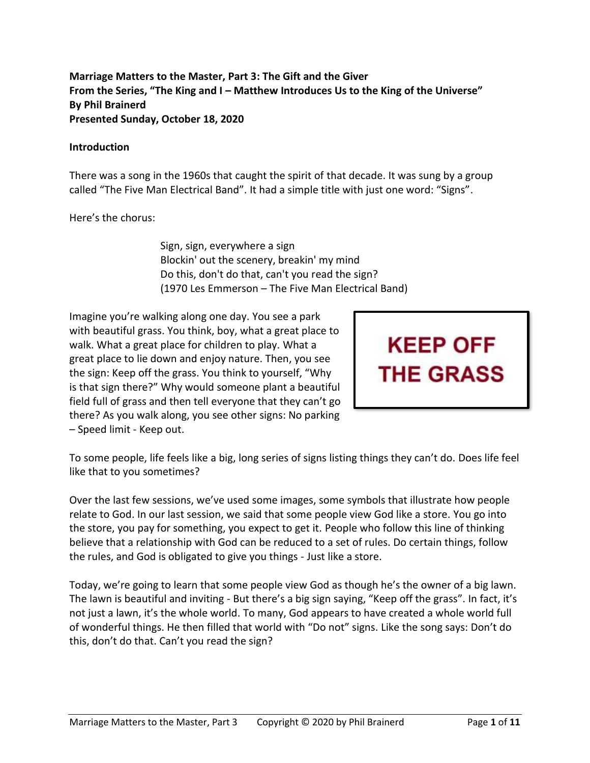**Marriage Matters to the Master, Part 3: The Gift and the Giver**
**From the Series, "The King and I – Matthew Introduces Us to the King of the Universe"**
**By Phil Brainerd**
**Presented Sunday, October 18, 2020**

**Introduction**

There was a song in the 1960s that caught the spirit of that decade. It was sung by a group called "The Five Man Electrical Band". It had a simple title with just one word: "Signs".

Here's the chorus:

> Sign, sign, everywhere a sign
> Blockin' out the scenery, breakin' my mind
> Do this, don't do that, can't you read the sign?
> (1970 Les Emmerson – The Five Man Electrical Band)

Imagine you're walking along one day. You see a park with beautiful grass. You think, boy, what a great place to walk. What a great place for children to play. What a great place to lie down and enjoy nature. Then, you see the sign: Keep off the grass. You think to yourself, "Why is that sign there?" Why would someone plant a beautiful field full of grass and then tell everyone that they can't go there? As you walk along, you see other signs: No parking – Speed limit - Keep out.

**KEEP OFF THE GRASS**

To some people, life feels like a big, long series of signs listing things they can't do. Does life feel like that to you sometimes?

Over the last few sessions, we've used some images, some symbols that illustrate how people relate to God. In our last session, we said that some people view God like a store. You go into the store, you pay for something, you expect to get it. People who follow this line of thinking believe that a relationship with God can be reduced to a set of rules. Do certain things, follow the rules, and God is obligated to give you things - Just like a store.

Today, we're going to learn that some people view God as though he's the owner of a big lawn. The lawn is beautiful and inviting - But there's a big sign saying, "Keep off the grass". In fact, it's not just a lawn, it's the whole world. To many, God appears to have created a whole world full of wonderful things. He then filled that world with "Do not" signs. Like the song says: Don't do this, don't do that. Can't you read the sign?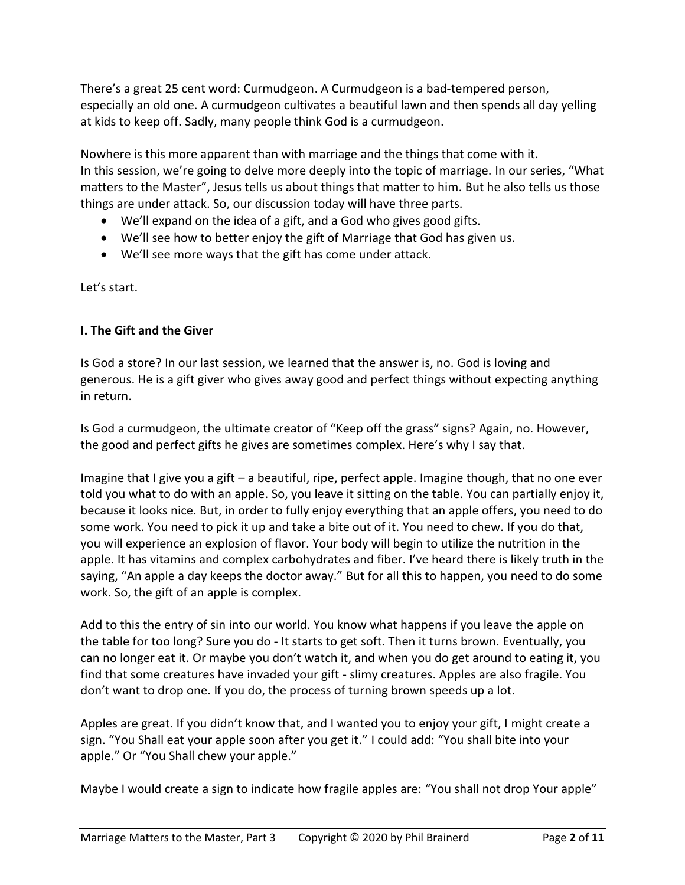There's a great 25 cent word: Curmudgeon. A Curmudgeon is a bad-tempered person, especially an old one. A curmudgeon cultivates a beautiful lawn and then spends all day yelling at kids to keep off. Sadly, many people think God is a curmudgeon.

Nowhere is this more apparent than with marriage and the things that come with it.
In this session, we're going to delve more deeply into the topic of marriage. In our series, "What matters to the Master", Jesus tells us about things that matter to him. But he also tells us those things are under attack. So, our discussion today will have three parts.

- We'll expand on the idea of a gift, and a God who gives good gifts.
- We'll see how to better enjoy the gift of Marriage that God has given us.
- We'll see more ways that the gift has come under attack.

Let's start.

## I. The Gift and the Giver

Is God a store? In our last session, we learned that the answer is, no. God is loving and generous. He is a gift giver who gives away good and perfect things without expecting anything in return.

Is God a curmudgeon, the ultimate creator of "Keep off the grass" signs? Again, no. However, the good and perfect gifts he gives are sometimes complex. Here's why I say that.

Imagine that I give you a gift – a beautiful, ripe, perfect apple. Imagine though, that no one ever told you what to do with an apple. So, you leave it sitting on the table. You can partially enjoy it, because it looks nice. But, in order to fully enjoy everything that an apple offers, you need to do some work. You need to pick it up and take a bite out of it. You need to chew. If you do that, you will experience an explosion of flavor. Your body will begin to utilize the nutrition in the apple. It has vitamins and complex carbohydrates and fiber. I've heard there is likely truth in the saying, "An apple a day keeps the doctor away." But for all this to happen, you need to do some work. So, the gift of an apple is complex.

Add to this the entry of sin into our world. You know what happens if you leave the apple on the table for too long? Sure you do - It starts to get soft. Then it turns brown. Eventually, you can no longer eat it. Or maybe you don't watch it, and when you do get around to eating it, you find that some creatures have invaded your gift - slimy creatures. Apples are also fragile. You don't want to drop one. If you do, the process of turning brown speeds up a lot.

Apples are great. If you didn't know that, and I wanted you to enjoy your gift, I might create a sign. "You Shall eat your apple soon after you get it." I could add: "You shall bite into your apple." Or "You Shall chew your apple."

Maybe I would create a sign to indicate how fragile apples are: "You shall not drop Your apple"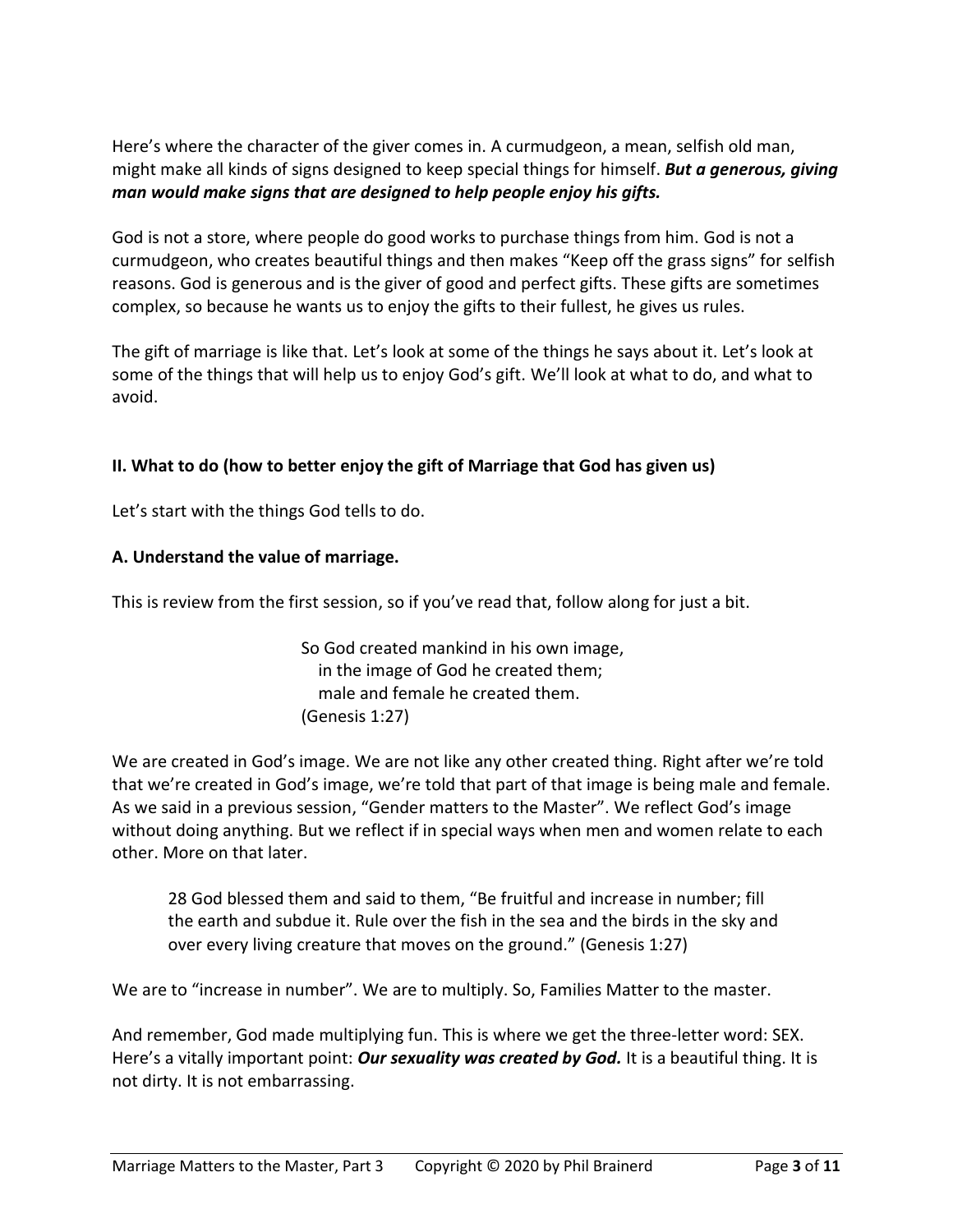Here's where the character of the giver comes in. A curmudgeon, a mean, selfish old man, might make all kinds of signs designed to keep special things for himself. ***But a generous, giving man would make signs that are designed to help people enjoy his gifts.***

God is not a store, where people do good works to purchase things from him. God is not a curmudgeon, who creates beautiful things and then makes "Keep off the grass signs" for selfish reasons. God is generous and is the giver of good and perfect gifts. These gifts are sometimes complex, so because he wants us to enjoy the gifts to their fullest, he gives us rules.

The gift of marriage is like that. Let's look at some of the things he says about it. Let's look at some of the things that will help us to enjoy God's gift. We'll look at what to do, and what to avoid.

## II. What to do (how to better enjoy the gift of Marriage that God has given us)

Let's start with the things God tells to do.

### A. Understand the value of marriage.

This is review from the first session, so if you've read that, follow along for just a bit.

> So God created mankind in his own image,
> in the image of God he created them;
> male and female he created them.
> (Genesis 1:27)

We are created in God's image. We are not like any other created thing. Right after we're told that we're created in God's image, we're told that part of that image is being male and female. As we said in a previous session, "Gender matters to the Master". We reflect God's image without doing anything. But we reflect if in special ways when men and women relate to each other. More on that later.

> 28 God blessed them and said to them, "Be fruitful and increase in number; fill the earth and subdue it. Rule over the fish in the sea and the birds in the sky and over every living creature that moves on the ground." (Genesis 1:27)

We are to "increase in number". We are to multiply. So, Families Matter to the master.

And remember, God made multiplying fun. This is where we get the three-letter word: SEX. Here's a vitally important point: ***Our sexuality was created by God.*** It is a beautiful thing. It is not dirty. It is not embarrassing.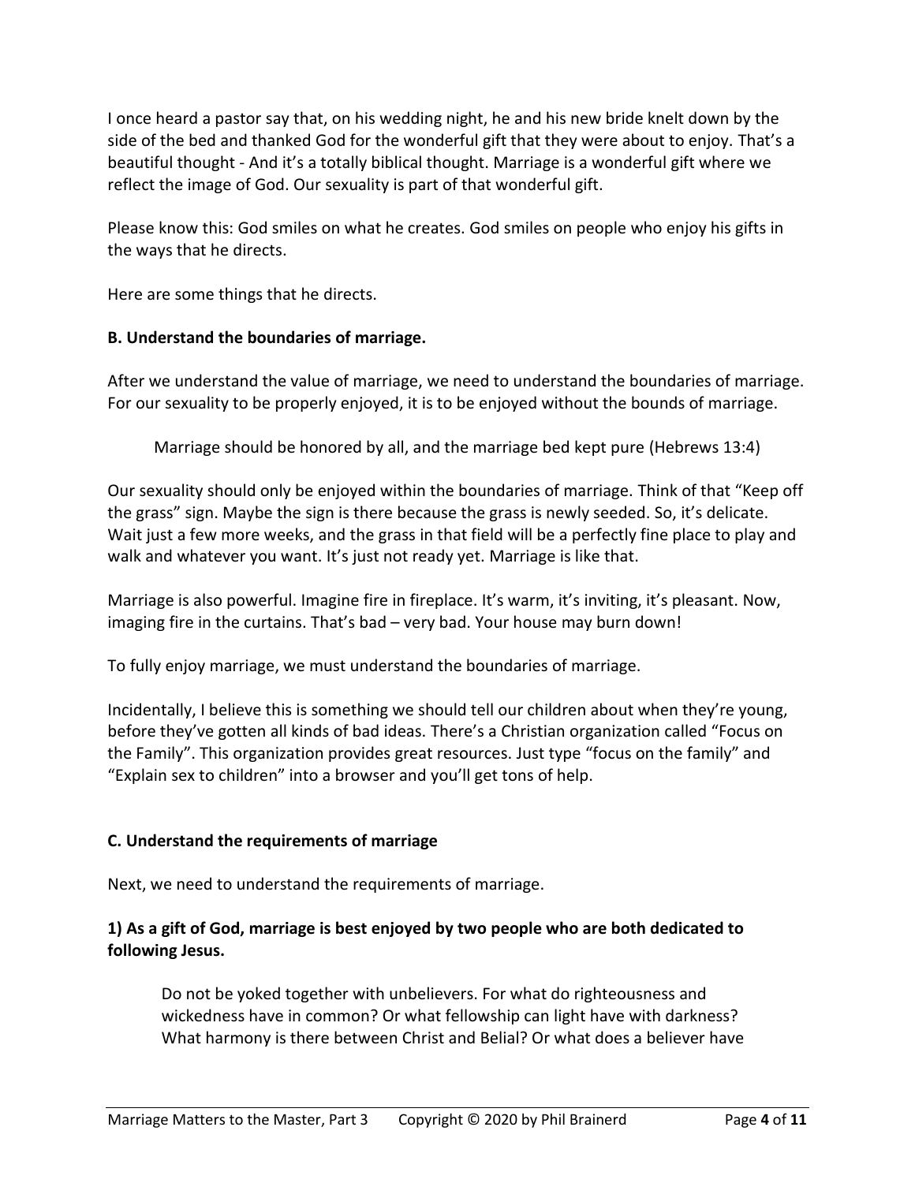I once heard a pastor say that, on his wedding night, he and his new bride knelt down by the side of the bed and thanked God for the wonderful gift that they were about to enjoy. That's a beautiful thought - And it's a totally biblical thought. Marriage is a wonderful gift where we reflect the image of God. Our sexuality is part of that wonderful gift.

Please know this: God smiles on what he creates. God smiles on people who enjoy his gifts in the ways that he directs.

Here are some things that he directs.

**B. Understand the boundaries of marriage.**

After we understand the value of marriage, we need to understand the boundaries of marriage. For our sexuality to be properly enjoyed, it is to be enjoyed without the bounds of marriage.

> Marriage should be honored by all, and the marriage bed kept pure (Hebrews 13:4)

Our sexuality should only be enjoyed within the boundaries of marriage. Think of that "Keep off the grass" sign. Maybe the sign is there because the grass is newly seeded. So, it's delicate. Wait just a few more weeks, and the grass in that field will be a perfectly fine place to play and walk and whatever you want. It's just not ready yet. Marriage is like that.

Marriage is also powerful. Imagine fire in fireplace. It's warm, it's inviting, it's pleasant. Now, imaging fire in the curtains. That's bad – very bad. Your house may burn down!

To fully enjoy marriage, we must understand the boundaries of marriage.

Incidentally, I believe this is something we should tell our children about when they're young, before they've gotten all kinds of bad ideas. There's a Christian organization called "Focus on the Family". This organization provides great resources. Just type "focus on the family" and "Explain sex to children" into a browser and you'll get tons of help.

**C. Understand the requirements of marriage**

Next, we need to understand the requirements of marriage.

**1) As a gift of God, marriage is best enjoyed by two people who are both dedicated to following Jesus.**

> Do not be yoked together with unbelievers. For what do righteousness and wickedness have in common? Or what fellowship can light have with darkness? What harmony is there between Christ and Belial? Or what does a believer have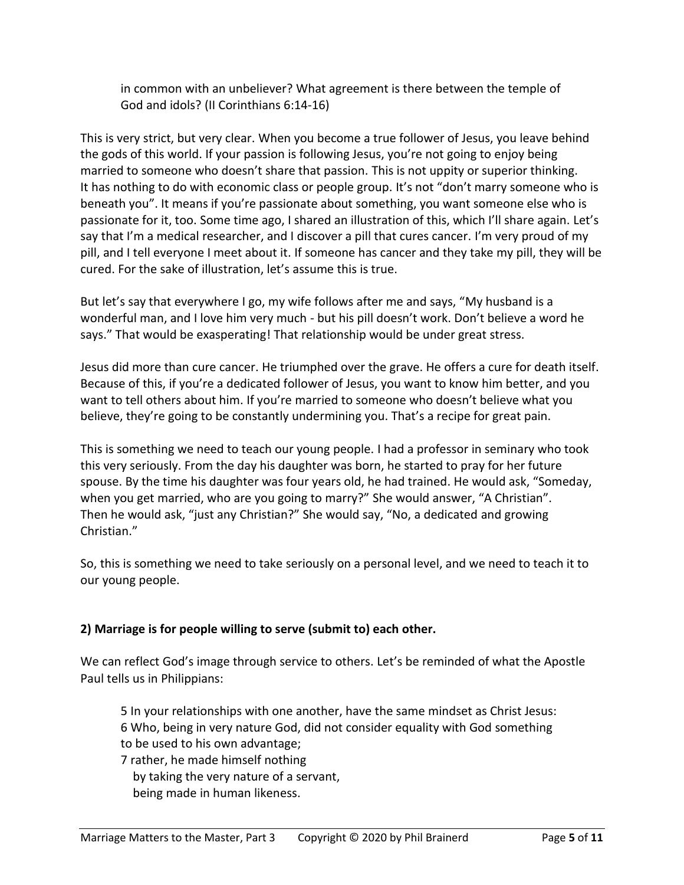in common with an unbeliever? What agreement is there between the temple of God and idols? (II Corinthians 6:14-16)

This is very strict, but very clear. When you become a true follower of Jesus, you leave behind the gods of this world. If your passion is following Jesus, you're not going to enjoy being married to someone who doesn't share that passion. This is not uppity or superior thinking. It has nothing to do with economic class or people group. It's not "don't marry someone who is beneath you". It means if you're passionate about something, you want someone else who is passionate for it, too. Some time ago, I shared an illustration of this, which I'll share again. Let's say that I'm a medical researcher, and I discover a pill that cures cancer. I'm very proud of my pill, and I tell everyone I meet about it. If someone has cancer and they take my pill, they will be cured. For the sake of illustration, let's assume this is true.

But let's say that everywhere I go, my wife follows after me and says, "My husband is a wonderful man, and I love him very much - but his pill doesn't work. Don't believe a word he says." That would be exasperating! That relationship would be under great stress.

Jesus did more than cure cancer. He triumphed over the grave. He offers a cure for death itself. Because of this, if you're a dedicated follower of Jesus, you want to know him better, and you want to tell others about him. If you're married to someone who doesn't believe what you believe, they're going to be constantly undermining you. That's a recipe for great pain.

This is something we need to teach our young people. I had a professor in seminary who took this very seriously. From the day his daughter was born, he started to pray for her future spouse. By the time his daughter was four years old, he had trained. He would ask, "Someday, when you get married, who are you going to marry?" She would answer, "A Christian". Then he would ask, "just any Christian?" She would say, "No, a dedicated and growing Christian."

So, this is something we need to take seriously on a personal level, and we need to teach it to our young people.

**2) Marriage is for people willing to serve (submit to) each other.**

We can reflect God's image through service to others. Let's be reminded of what the Apostle Paul tells us in Philippians:

> 5 In your relationships with one another, have the same mindset as Christ Jesus:
> 6 Who, being in very nature God, did not consider equality with God something to be used to his own advantage;
> 7 rather, he made himself nothing
> by taking the very nature of a servant,
> being made in human likeness.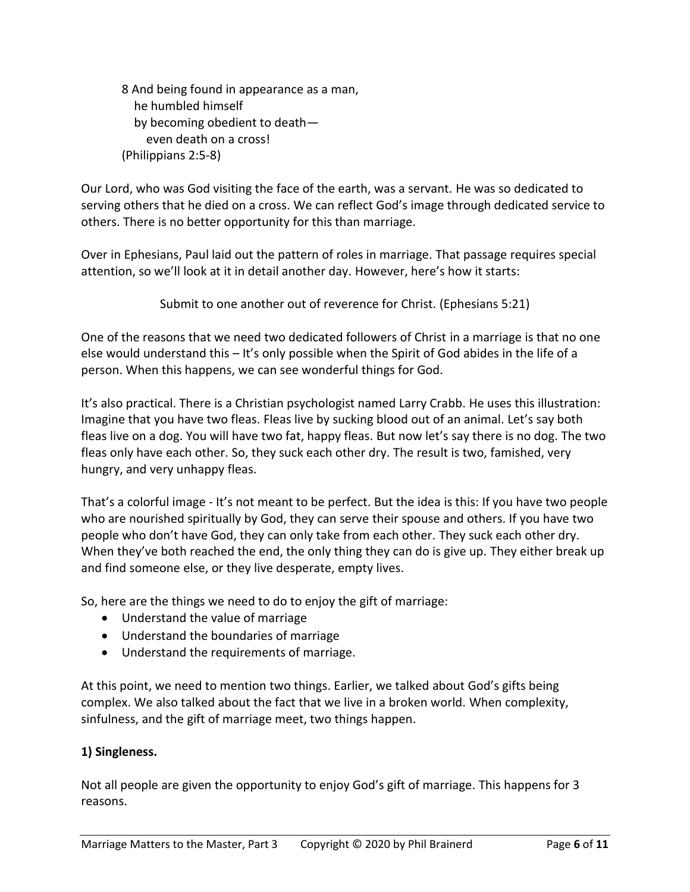8 And being found in appearance as a man,
  he humbled himself
  by becoming obedient to death—
    even death on a cross!
(Philippians 2:5-8)

Our Lord, who was God visiting the face of the earth, was a servant. He was so dedicated to serving others that he died on a cross. We can reflect God's image through dedicated service to others. There is no better opportunity for this than marriage.

Over in Ephesians, Paul laid out the pattern of roles in marriage. That passage requires special attention, so we'll look at it in detail another day. However, here's how it starts:

Submit to one another out of reverence for Christ. (Ephesians 5:21)

One of the reasons that we need two dedicated followers of Christ in a marriage is that no one else would understand this – It's only possible when the Spirit of God abides in the life of a person. When this happens, we can see wonderful things for God.

It's also practical. There is a Christian psychologist named Larry Crabb. He uses this illustration: Imagine that you have two fleas. Fleas live by sucking blood out of an animal. Let's say both fleas live on a dog. You will have two fat, happy fleas. But now let's say there is no dog. The two fleas only have each other. So, they suck each other dry. The result is two, famished, very hungry, and very unhappy fleas.

That's a colorful image - It's not meant to be perfect. But the idea is this: If you have two people who are nourished spiritually by God, they can serve their spouse and others. If you have two people who don't have God, they can only take from each other. They suck each other dry. When they've both reached the end, the only thing they can do is give up. They either break up and find someone else, or they live desperate, empty lives.

So, here are the things we need to do to enjoy the gift of marriage:

- Understand the value of marriage
- Understand the boundaries of marriage
- Understand the requirements of marriage.

At this point, we need to mention two things. Earlier, we talked about God's gifts being complex. We also talked about the fact that we live in a broken world. When complexity, sinfulness, and the gift of marriage meet, two things happen.

**1) Singleness.**

Not all people are given the opportunity to enjoy God's gift of marriage. This happens for 3 reasons.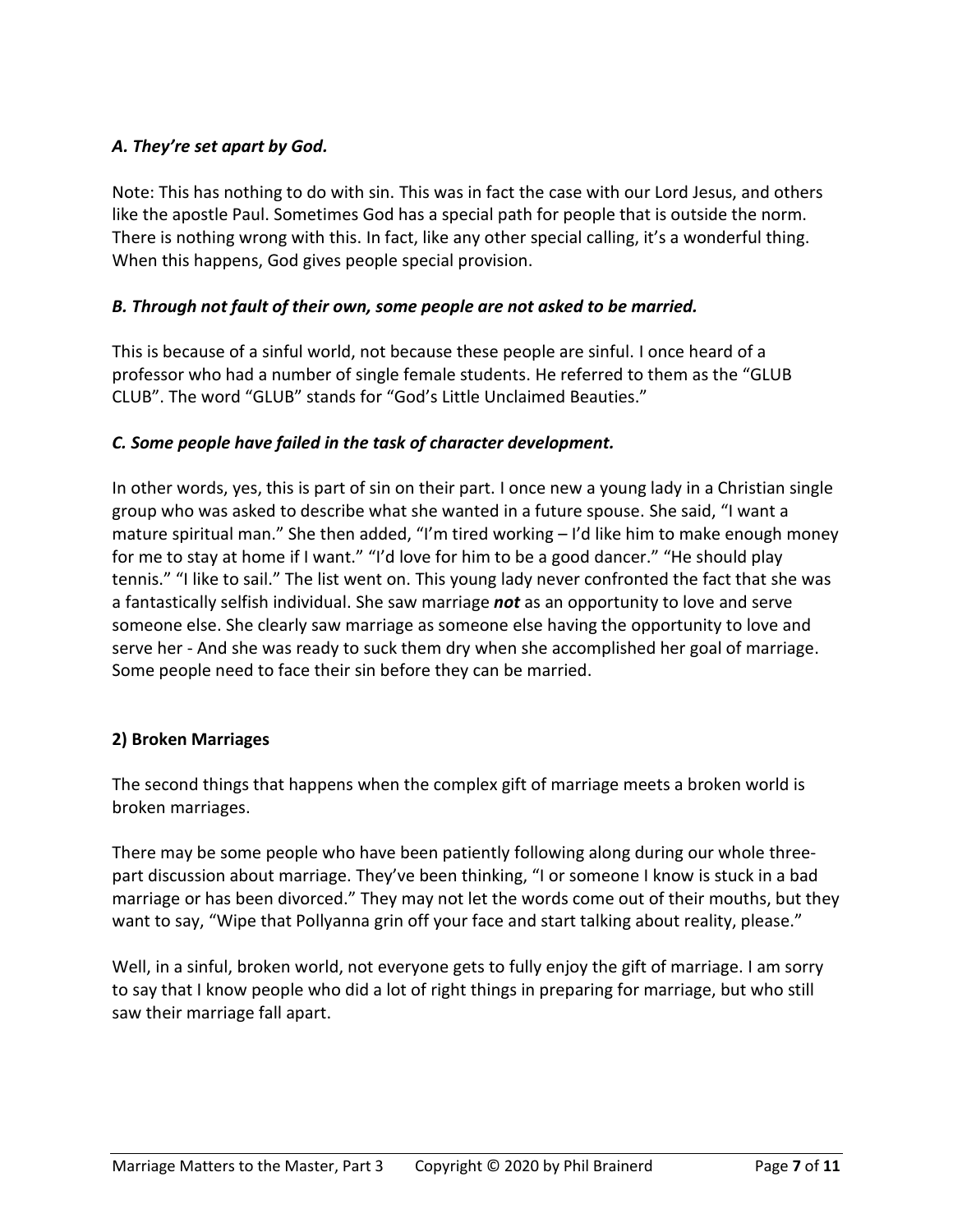### *A. They're set apart by God.*

Note: This has nothing to do with sin. This was in fact the case with our Lord Jesus, and others like the apostle Paul. Sometimes God has a special path for people that is outside the norm. There is nothing wrong with this. In fact, like any other special calling, it's a wonderful thing. When this happens, God gives people special provision.

### *B. Through not fault of their own, some people are not asked to be married.*

This is because of a sinful world, not because these people are sinful. I once heard of a professor who had a number of single female students. He referred to them as the "GLUB CLUB". The word "GLUB" stands for "God's Little Unclaimed Beauties."

### *C. Some people have failed in the task of character development.*

In other words, yes, this is part of sin on their part. I once new a young lady in a Christian single group who was asked to describe what she wanted in a future spouse. She said, "I want a mature spiritual man." She then added, "I'm tired working – I'd like him to make enough money for me to stay at home if I want." "I'd love for him to be a good dancer." "He should play tennis." "I like to sail." The list went on. This young lady never confronted the fact that she was a fantastically selfish individual. She saw marriage ***not*** as an opportunity to love and serve someone else. She clearly saw marriage as someone else having the opportunity to love and serve her - And she was ready to suck them dry when she accomplished her goal of marriage. Some people need to face their sin before they can be married.

## **2) Broken Marriages**

The second things that happens when the complex gift of marriage meets a broken world is broken marriages.

There may be some people who have been patiently following along during our whole three-part discussion about marriage. They've been thinking, "I or someone I know is stuck in a bad marriage or has been divorced." They may not let the words come out of their mouths, but they want to say, "Wipe that Pollyanna grin off your face and start talking about reality, please."

Well, in a sinful, broken world, not everyone gets to fully enjoy the gift of marriage. I am sorry to say that I know people who did a lot of right things in preparing for marriage, but who still saw their marriage fall apart.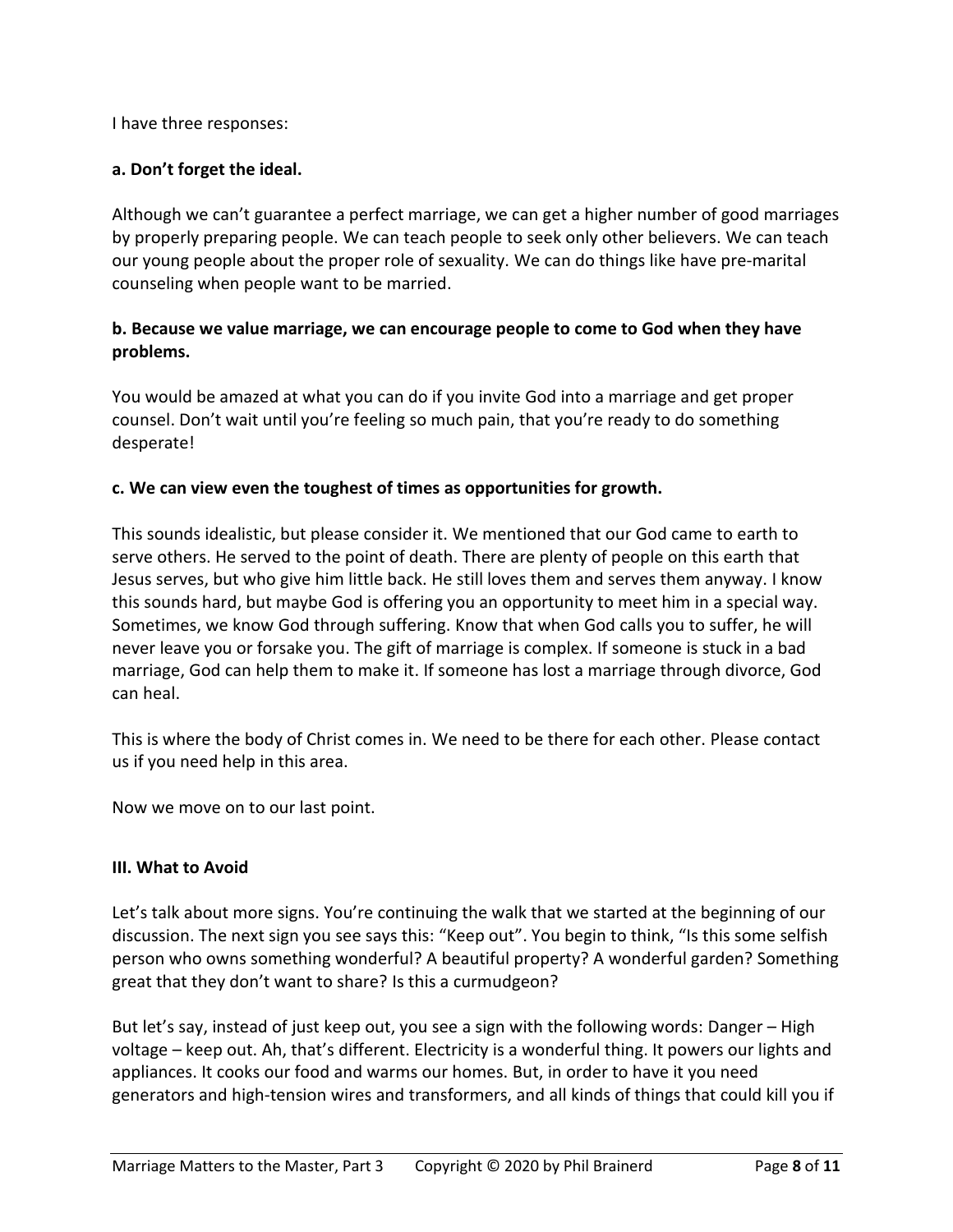I have three responses:

**a. Don't forget the ideal.**

Although we can't guarantee a perfect marriage, we can get a higher number of good marriages by properly preparing people. We can teach people to seek only other believers. We can teach our young people about the proper role of sexuality. We can do things like have pre-marital counseling when people want to be married.

**b. Because we value marriage, we can encourage people to come to God when they have problems.**

You would be amazed at what you can do if you invite God into a marriage and get proper counsel. Don't wait until you're feeling so much pain, that you're ready to do something desperate!

**c. We can view even the toughest of times as opportunities for growth.**

This sounds idealistic, but please consider it. We mentioned that our God came to earth to serve others. He served to the point of death. There are plenty of people on this earth that Jesus serves, but who give him little back. He still loves them and serves them anyway. I know this sounds hard, but maybe God is offering you an opportunity to meet him in a special way. Sometimes, we know God through suffering. Know that when God calls you to suffer, he will never leave you or forsake you. The gift of marriage is complex. If someone is stuck in a bad marriage, God can help them to make it. If someone has lost a marriage through divorce, God can heal.

This is where the body of Christ comes in. We need to be there for each other. Please contact us if you need help in this area.

Now we move on to our last point.

**III. What to Avoid**

Let's talk about more signs. You're continuing the walk that we started at the beginning of our discussion. The next sign you see says this: "Keep out". You begin to think, "Is this some selfish person who owns something wonderful? A beautiful property? A wonderful garden? Something great that they don't want to share? Is this a curmudgeon?

But let's say, instead of just keep out, you see a sign with the following words: Danger – High voltage – keep out. Ah, that's different. Electricity is a wonderful thing. It powers our lights and appliances. It cooks our food and warms our homes. But, in order to have it you need generators and high-tension wires and transformers, and all kinds of things that could kill you if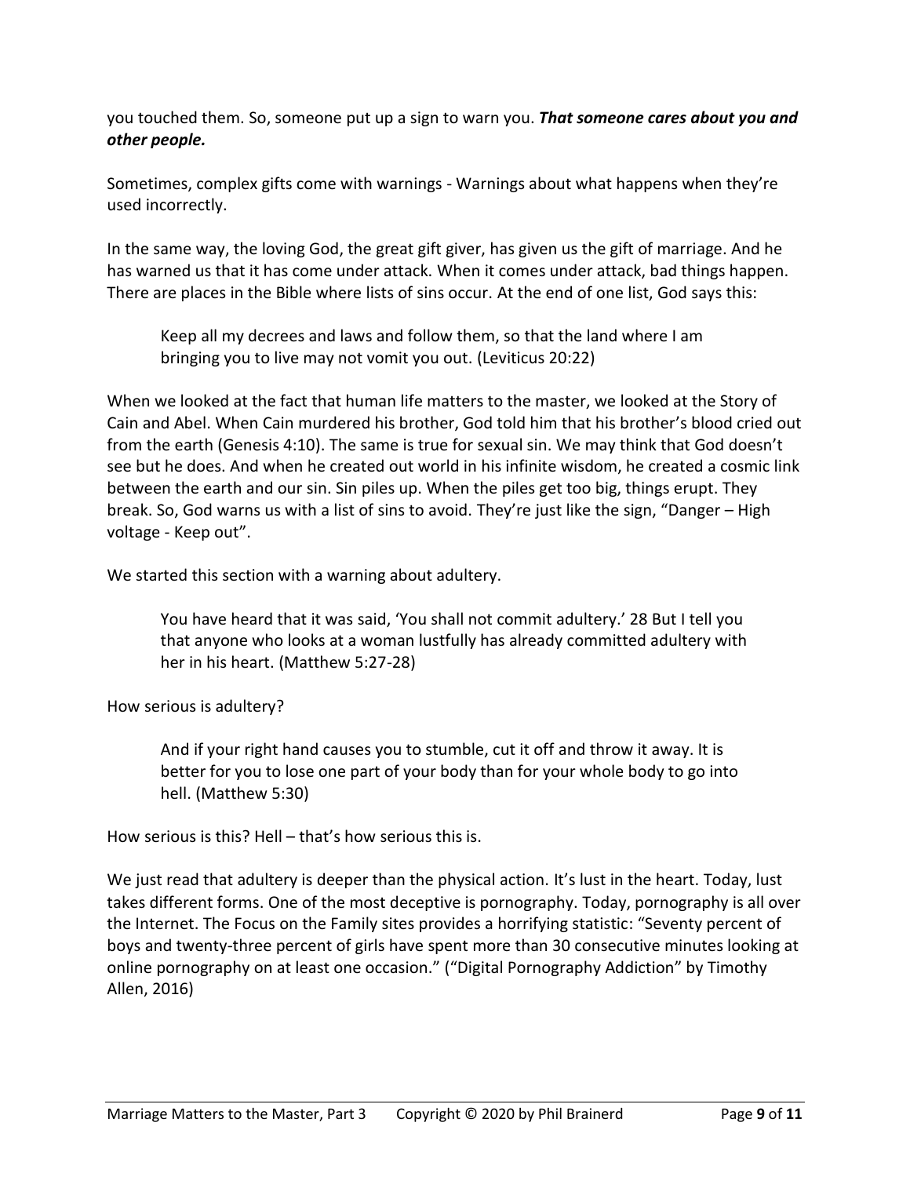you touched them. So, someone put up a sign to warn you. ***That someone cares about you and other people.***

Sometimes, complex gifts come with warnings - Warnings about what happens when they're used incorrectly.

In the same way, the loving God, the great gift giver, has given us the gift of marriage. And he has warned us that it has come under attack. When it comes under attack, bad things happen. There are places in the Bible where lists of sins occur. At the end of one list, God says this:

> Keep all my decrees and laws and follow them, so that the land where I am bringing you to live may not vomit you out. (Leviticus 20:22)

When we looked at the fact that human life matters to the master, we looked at the Story of Cain and Abel. When Cain murdered his brother, God told him that his brother's blood cried out from the earth (Genesis 4:10). The same is true for sexual sin. We may think that God doesn't see but he does. And when he created out world in his infinite wisdom, he created a cosmic link between the earth and our sin. Sin piles up. When the piles get too big, things erupt. They break. So, God warns us with a list of sins to avoid. They're just like the sign, "Danger – High voltage - Keep out".

We started this section with a warning about adultery.

> You have heard that it was said, 'You shall not commit adultery.' 28 But I tell you that anyone who looks at a woman lustfully has already committed adultery with her in his heart. (Matthew 5:27-28)

How serious is adultery?

> And if your right hand causes you to stumble, cut it off and throw it away. It is better for you to lose one part of your body than for your whole body to go into hell. (Matthew 5:30)

How serious is this? Hell – that's how serious this is.

We just read that adultery is deeper than the physical action. It's lust in the heart. Today, lust takes different forms. One of the most deceptive is pornography. Today, pornography is all over the Internet. The Focus on the Family sites provides a horrifying statistic: "Seventy percent of boys and twenty-three percent of girls have spent more than 30 consecutive minutes looking at online pornography on at least one occasion." ("Digital Pornography Addiction" by Timothy Allen, 2016)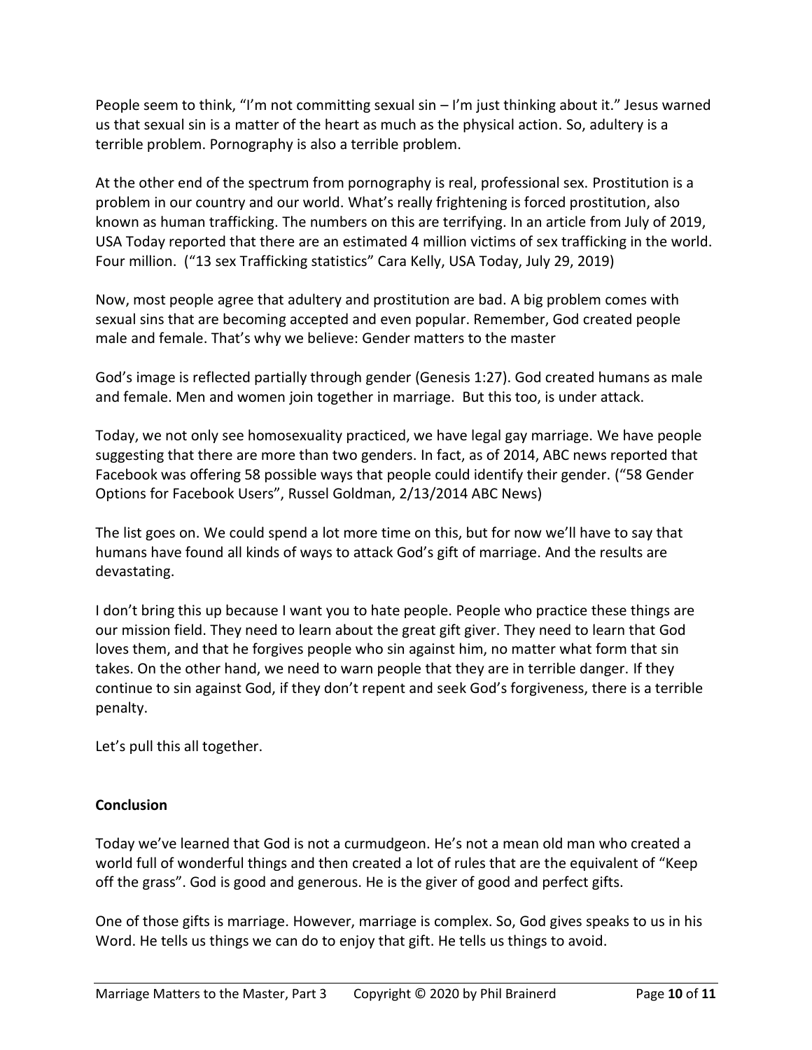People seem to think, "I'm not committing sexual sin – I'm just thinking about it." Jesus warned us that sexual sin is a matter of the heart as much as the physical action. So, adultery is a terrible problem. Pornography is also a terrible problem.

At the other end of the spectrum from pornography is real, professional sex. Prostitution is a problem in our country and our world. What's really frightening is forced prostitution, also known as human trafficking. The numbers on this are terrifying. In an article from July of 2019, USA Today reported that there are an estimated 4 million victims of sex trafficking in the world. Four million. ("13 sex Trafficking statistics" Cara Kelly, USA Today, July 29, 2019)

Now, most people agree that adultery and prostitution are bad. A big problem comes with sexual sins that are becoming accepted and even popular. Remember, God created people male and female. That's why we believe: Gender matters to the master

God's image is reflected partially through gender (Genesis 1:27). God created humans as male and female. Men and women join together in marriage. But this too, is under attack.

Today, we not only see homosexuality practiced, we have legal gay marriage. We have people suggesting that there are more than two genders. In fact, as of 2014, ABC news reported that Facebook was offering 58 possible ways that people could identify their gender. ("58 Gender Options for Facebook Users", Russel Goldman, 2/13/2014 ABC News)

The list goes on. We could spend a lot more time on this, but for now we'll have to say that humans have found all kinds of ways to attack God's gift of marriage. And the results are devastating.

I don't bring this up because I want you to hate people. People who practice these things are our mission field. They need to learn about the great gift giver. They need to learn that God loves them, and that he forgives people who sin against him, no matter what form that sin takes. On the other hand, we need to warn people that they are in terrible danger. If they continue to sin against God, if they don't repent and seek God's forgiveness, there is a terrible penalty.

Let's pull this all together.

**Conclusion**

Today we've learned that God is not a curmudgeon. He's not a mean old man who created a world full of wonderful things and then created a lot of rules that are the equivalent of "Keep off the grass". God is good and generous. He is the giver of good and perfect gifts.

One of those gifts is marriage. However, marriage is complex. So, God gives speaks to us in his Word. He tells us things we can do to enjoy that gift. He tells us things to avoid.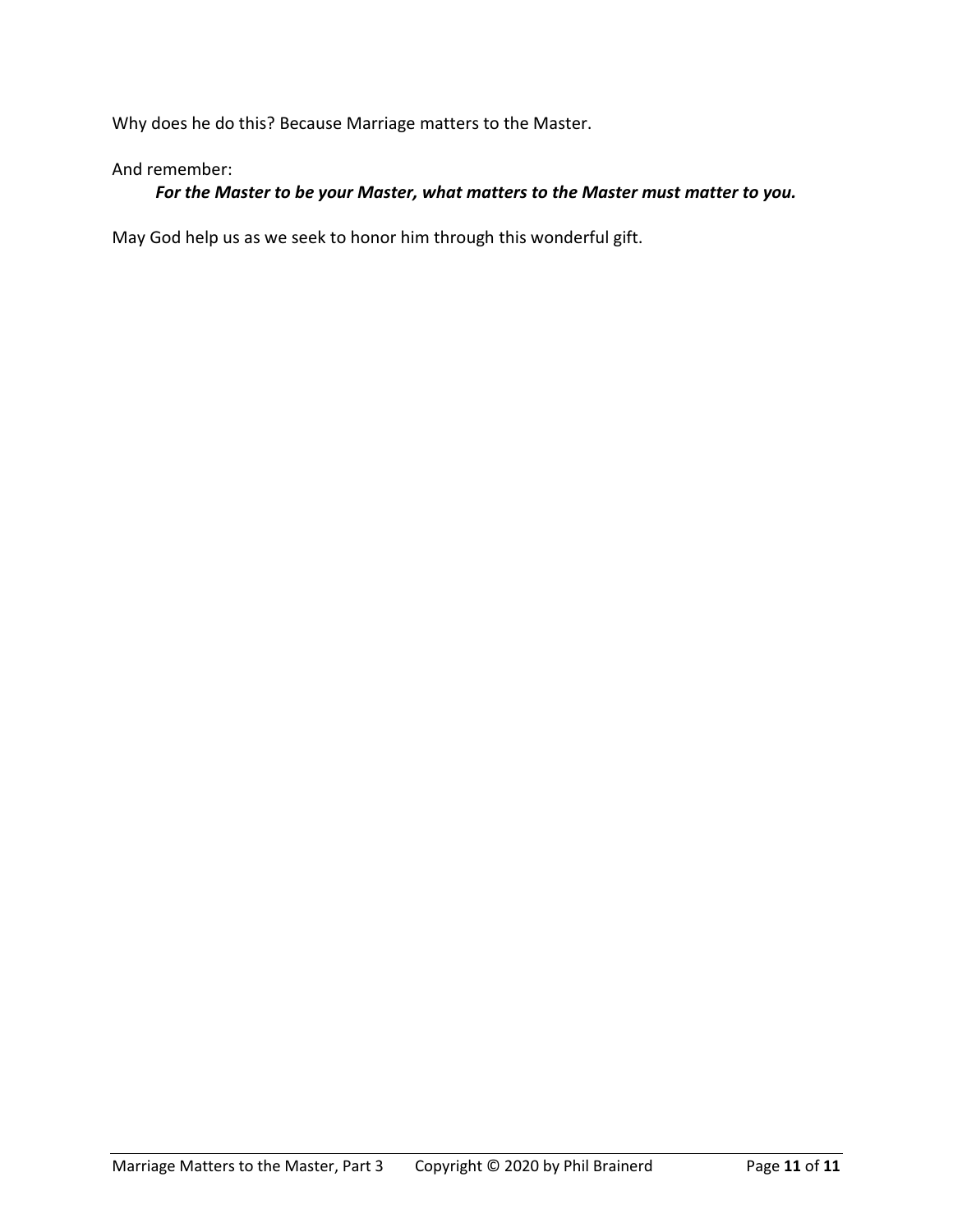Why does he do this? Because Marriage matters to the Master.

And remember:

> ***For the Master to be your Master, what matters to the Master must matter to you.***

May God help us as we seek to honor him through this wonderful gift.